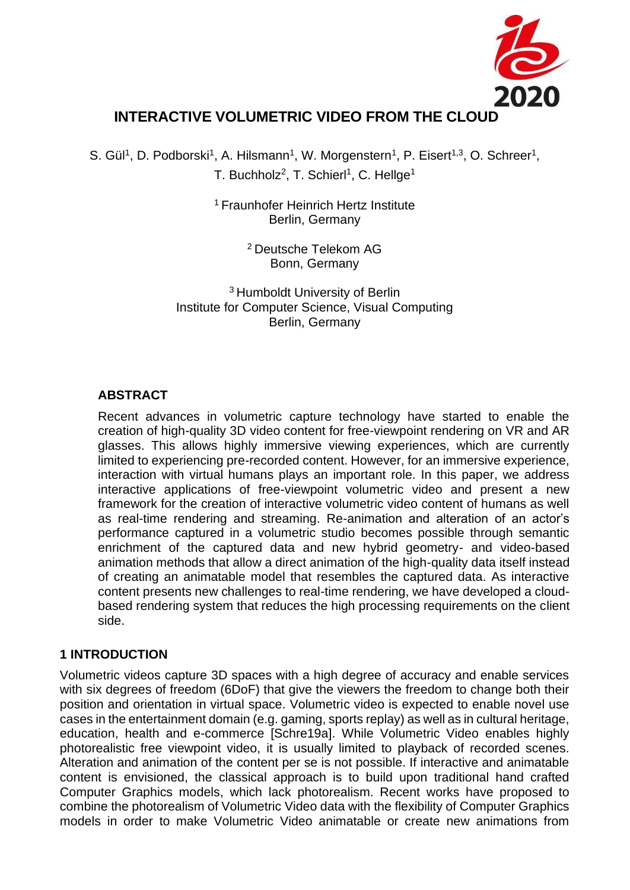# INTERACTIVE VOLUMETRIC VIDEO FROM THE CLOUD

S. Gül[1], D. Podborski[1], A. Hilsmann[1], W. Morgenstern[1], P. Eisert[1,3], O. Schreer[1], T. Buchholz[2], T. Schierl[1], C. Hellge[1]

[1] Fraunhofer Heinrich Hertz Institute
Berlin, Germany

[2] Deutsche Telekom AG
Bonn, Germany

[3] Humboldt University of Berlin
Institute for Computer Science, Visual Computing
Berlin, Germany

## ABSTRACT

Recent advances in volumetric capture technology have started to enable the creation of high-quality 3D video content for free-viewpoint rendering on VR and AR glasses. This allows highly immersive viewing experiences, which are currently limited to experiencing pre-recorded content. However, for an immersive experience, interaction with virtual humans plays an important role. In this paper, we address interactive applications of free-viewpoint volumetric video and present a new framework for the creation of interactive volumetric video content of humans as well as real-time rendering and streaming. Re-animation and alteration of an actor's performance captured in a volumetric studio becomes possible through semantic enrichment of the captured data and new hybrid geometry- and video-based animation methods that allow a direct animation of the high-quality data itself instead of creating an animatable model that resembles the captured data. As interactive content presents new challenges to real-time rendering, we have developed a cloud-based rendering system that reduces the high processing requirements on the client side.

## 1 INTRODUCTION

Volumetric videos capture 3D spaces with a high degree of accuracy and enable services with six degrees of freedom (6DoF) that give the viewers the freedom to change both their position and orientation in virtual space. Volumetric video is expected to enable novel use cases in the entertainment domain (e.g. gaming, sports replay) as well as in cultural heritage, education, health and e-commerce [Schre19a]. While Volumetric Video enables highly photorealistic free viewpoint video, it is usually limited to playback of recorded scenes. Alteration and animation of the content per se is not possible. If interactive and animatable content is envisioned, the classical approach is to build upon traditional hand crafted Computer Graphics models, which lack photorealism. Recent works have proposed to combine the photorealism of Volumetric Video data with the flexibility of Computer Graphics models in order to make Volumetric Video animatable or create new animations from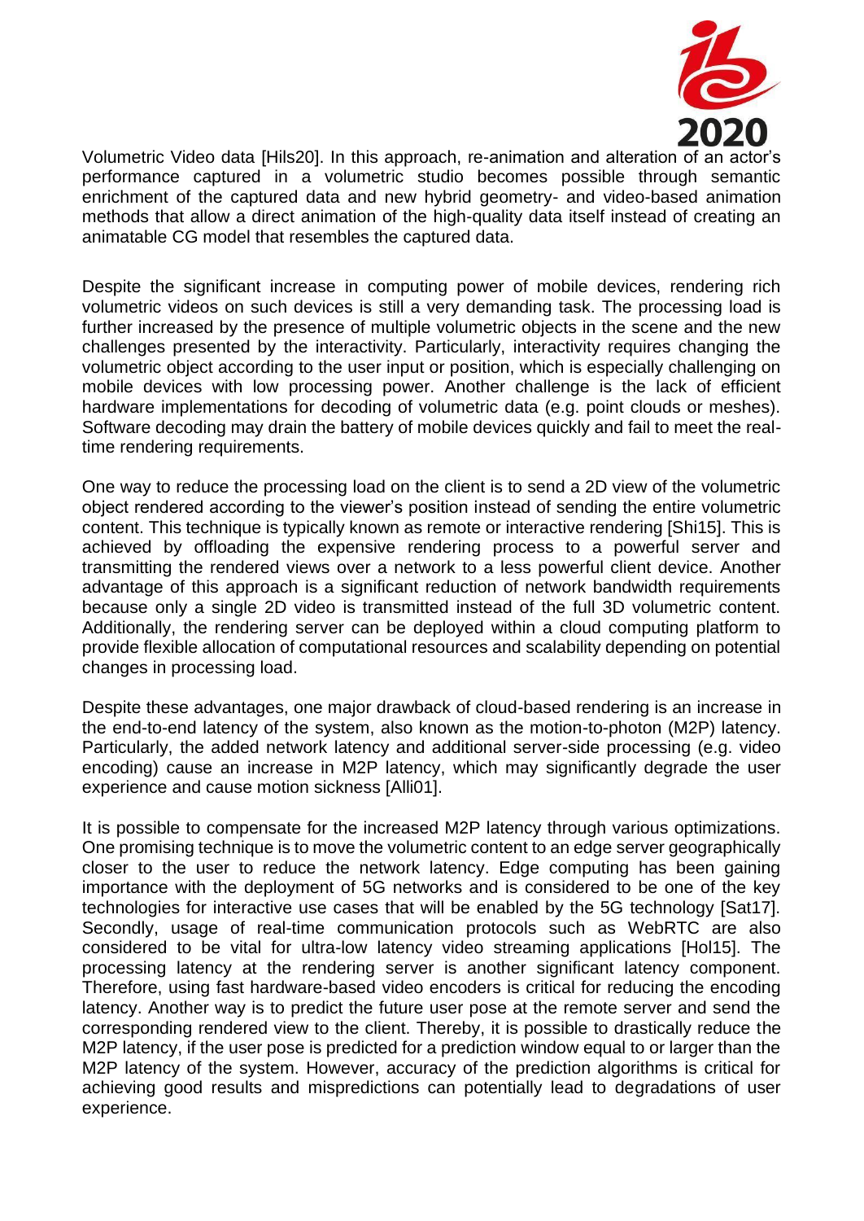Volumetric Video data [Hils20]. In this approach, re-animation and alteration of an actor's performance captured in a volumetric studio becomes possible through semantic enrichment of the captured data and new hybrid geometry- and video-based animation methods that allow a direct animation of the high-quality data itself instead of creating an animatable CG model that resembles the captured data.

Despite the significant increase in computing power of mobile devices, rendering rich volumetric videos on such devices is still a very demanding task. The processing load is further increased by the presence of multiple volumetric objects in the scene and the new challenges presented by the interactivity. Particularly, interactivity requires changing the volumetric object according to the user input or position, which is especially challenging on mobile devices with low processing power. Another challenge is the lack of efficient hardware implementations for decoding of volumetric data (e.g. point clouds or meshes). Software decoding may drain the battery of mobile devices quickly and fail to meet the real-time rendering requirements.

One way to reduce the processing load on the client is to send a 2D view of the volumetric object rendered according to the viewer's position instead of sending the entire volumetric content. This technique is typically known as remote or interactive rendering [Shi15]. This is achieved by offloading the expensive rendering process to a powerful server and transmitting the rendered views over a network to a less powerful client device. Another advantage of this approach is a significant reduction of network bandwidth requirements because only a single 2D video is transmitted instead of the full 3D volumetric content. Additionally, the rendering server can be deployed within a cloud computing platform to provide flexible allocation of computational resources and scalability depending on potential changes in processing load.

Despite these advantages, one major drawback of cloud-based rendering is an increase in the end-to-end latency of the system, also known as the motion-to-photon (M2P) latency. Particularly, the added network latency and additional server-side processing (e.g. video encoding) cause an increase in M2P latency, which may significantly degrade the user experience and cause motion sickness [Alli01].

It is possible to compensate for the increased M2P latency through various optimizations. One promising technique is to move the volumetric content to an edge server geographically closer to the user to reduce the network latency. Edge computing has been gaining importance with the deployment of 5G networks and is considered to be one of the key technologies for interactive use cases that will be enabled by the 5G technology [Sat17]. Secondly, usage of real-time communication protocols such as WebRTC are also considered to be vital for ultra-low latency video streaming applications [Hol15]. The processing latency at the rendering server is another significant latency component. Therefore, using fast hardware-based video encoders is critical for reducing the encoding latency. Another way is to predict the future user pose at the remote server and send the corresponding rendered view to the client. Thereby, it is possible to drastically reduce the M2P latency, if the user pose is predicted for a prediction window equal to or larger than the M2P latency of the system. However, accuracy of the prediction algorithms is critical for achieving good results and mispredictions can potentially lead to degradations of user experience.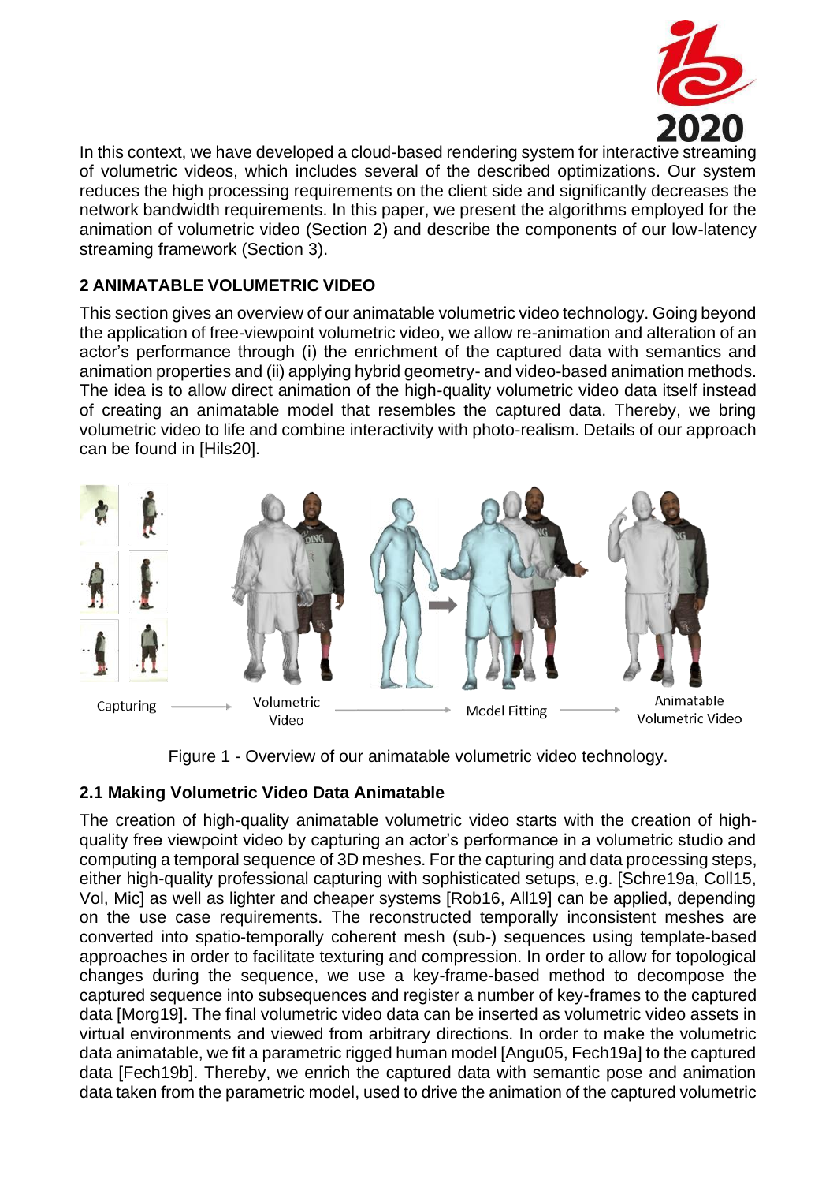In this context, we have developed a cloud-based rendering system for interactive streaming of volumetric videos, which includes several of the described optimizations. Our system reduces the high processing requirements on the client side and significantly decreases the network bandwidth requirements. In this paper, we present the algorithms employed for the animation of volumetric video (Section 2) and describe the components of our low-latency streaming framework (Section 3).

## 2 ANIMATABLE VOLUMETRIC VIDEO

This section gives an overview of our animatable volumetric video technology. Going beyond the application of free-viewpoint volumetric video, we allow re-animation and alteration of an actor's performance through (i) the enrichment of the captured data with semantics and animation properties and (ii) applying hybrid geometry- and video-based animation methods. The idea is to allow direct animation of the high-quality volumetric video data itself instead of creating an animatable model that resembles the captured data. Thereby, we bring volumetric video to life and combine interactivity with photo-realism. Details of our approach can be found in [Hils20].

Figure 1 - Overview of our animatable volumetric video technology.

### 2.1 Making Volumetric Video Data Animatable

The creation of high-quality animatable volumetric video starts with the creation of high-quality free viewpoint video by capturing an actor's performance in a volumetric studio and computing a temporal sequence of 3D meshes. For the capturing and data processing steps, either high-quality professional capturing with sophisticated setups, e.g. [Schre19a, Coll15, Vol, Mic] as well as lighter and cheaper systems [Rob16, All19] can be applied, depending on the use case requirements. The reconstructed temporally inconsistent meshes are converted into spatio-temporally coherent mesh (sub-) sequences using template-based approaches in order to facilitate texturing and compression. In order to allow for topological changes during the sequence, we use a key-frame-based method to decompose the captured sequence into subsequences and register a number of key-frames to the captured data [Morg19]. The final volumetric video data can be inserted as volumetric video assets in virtual environments and viewed from arbitrary directions. In order to make the volumetric data animatable, we fit a parametric rigged human model [Angu05, Fech19a] to the captured data [Fech19b]. Thereby, we enrich the captured data with semantic pose and animation data taken from the parametric model, used to drive the animation of the captured volumetric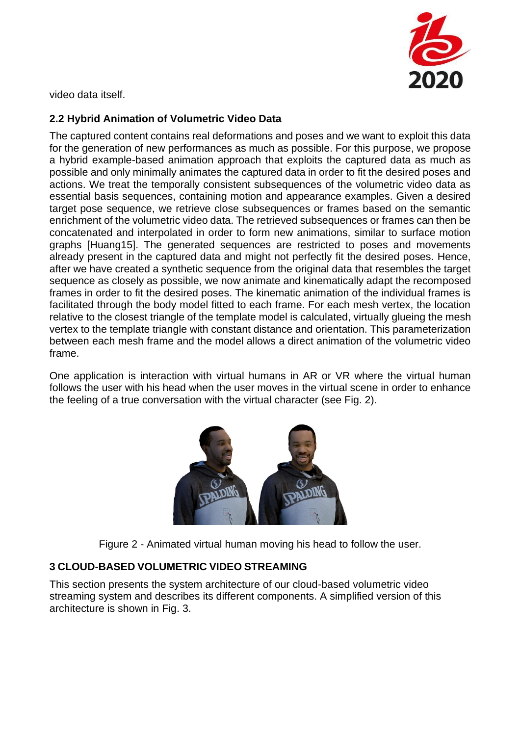video data itself.

### 2.2 Hybrid Animation of Volumetric Video Data

The captured content contains real deformations and poses and we want to exploit this data for the generation of new performances as much as possible. For this purpose, we propose a hybrid example-based animation approach that exploits the captured data as much as possible and only minimally animates the captured data in order to fit the desired poses and actions. We treat the temporally consistent subsequences of the volumetric video data as essential basis sequences, containing motion and appearance examples. Given a desired target pose sequence, we retrieve close subsequences or frames based on the semantic enrichment of the volumetric video data. The retrieved subsequences or frames can then be concatenated and interpolated in order to form new animations, similar to surface motion graphs [Huang15]. The generated sequences are restricted to poses and movements already present in the captured data and might not perfectly fit the desired poses. Hence, after we have created a synthetic sequence from the original data that resembles the target sequence as closely as possible, we now animate and kinematically adapt the recomposed frames in order to fit the desired poses. The kinematic animation of the individual frames is facilitated through the body model fitted to each frame. For each mesh vertex, the location relative to the closest triangle of the template model is calculated, virtually glueing the mesh vertex to the template triangle with constant distance and orientation. This parameterization between each mesh frame and the model allows a direct animation of the volumetric video frame.

One application is interaction with virtual humans in AR or VR where the virtual human follows the user with his head when the user moves in the virtual scene in order to enhance the feeling of a true conversation with the virtual character (see Fig. 2).

Figure 2 - Animated virtual human moving his head to follow the user.

## 3 CLOUD-BASED VOLUMETRIC VIDEO STREAMING

This section presents the system architecture of our cloud-based volumetric video streaming system and describes its different components. A simplified version of this architecture is shown in Fig. 3.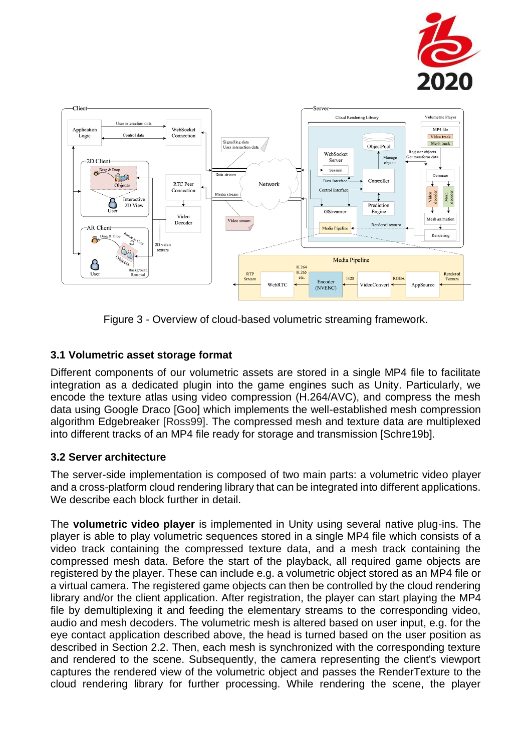Figure 3 - Overview of cloud-based volumetric streaming framework.

### 3.1 Volumetric asset storage format

Different components of our volumetric assets are stored in a single MP4 file to facilitate integration as a dedicated plugin into the game engines such as Unity. Particularly, we encode the texture atlas using video compression (H.264/AVC), and compress the mesh data using Google Draco [Goo] which implements the well-established mesh compression algorithm Edgebreaker [Ross99]. The compressed mesh and texture data are multiplexed into different tracks of an MP4 file ready for storage and transmission [Schre19b].

### 3.2 Server architecture

The server-side implementation is composed of two main parts: a volumetric video player and a cross-platform cloud rendering library that can be integrated into different applications. We describe each block further in detail.

The **volumetric video player** is implemented in Unity using several native plug-ins. The player is able to play volumetric sequences stored in a single MP4 file which consists of a video track containing the compressed texture data, and a mesh track containing the compressed mesh data. Before the start of the playback, all required game objects are registered by the player. These can include e.g. a volumetric object stored as an MP4 file or a virtual camera. The registered game objects can then be controlled by the cloud rendering library and/or the client application. After registration, the player can start playing the MP4 file by demultiplexing it and feeding the elementary streams to the corresponding video, audio and mesh decoders. The volumetric mesh is altered based on user input, e.g. for the eye contact application described above, the head is turned based on the user position as described in Section 2.2. Then, each mesh is synchronized with the corresponding texture and rendered to the scene. Subsequently, the camera representing the client's viewport captures the rendered view of the volumetric object and passes the RenderTexture to the cloud rendering library for further processing. While rendering the scene, the player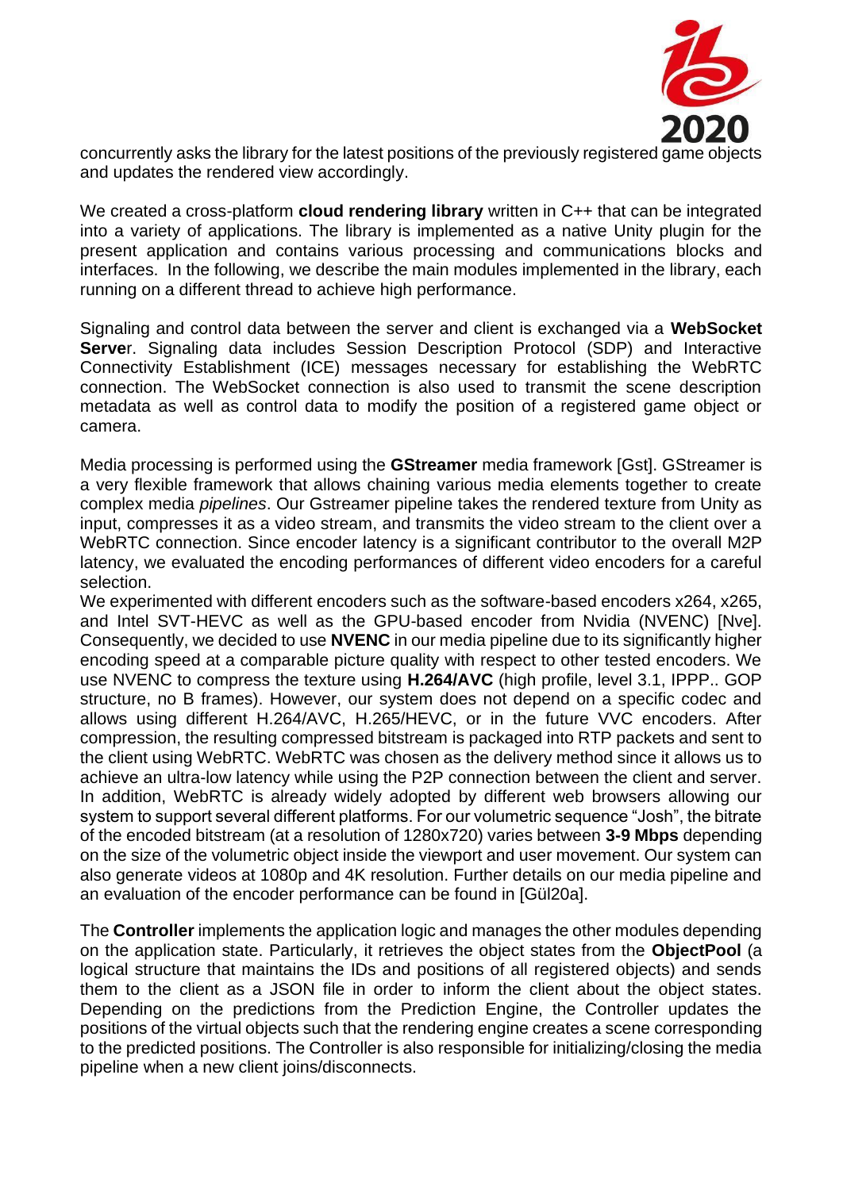concurrently asks the library for the latest positions of the previously registered game objects and updates the rendered view accordingly.

We created a cross-platform **cloud rendering library** written in C++ that can be integrated into a variety of applications. The library is implemented as a native Unity plugin for the present application and contains various processing and communications blocks and interfaces. In the following, we describe the main modules implemented in the library, each running on a different thread to achieve high performance.

Signaling and control data between the server and client is exchanged via a **WebSocket Serve**r. Signaling data includes Session Description Protocol (SDP) and Interactive Connectivity Establishment (ICE) messages necessary for establishing the WebRTC connection. The WebSocket connection is also used to transmit the scene description metadata as well as control data to modify the position of a registered game object or camera.

Media processing is performed using the **GStreamer** media framework [Gst]. GStreamer is a very flexible framework that allows chaining various media elements together to create complex media *pipelines*. Our Gstreamer pipeline takes the rendered texture from Unity as input, compresses it as a video stream, and transmits the video stream to the client over a WebRTC connection. Since encoder latency is a significant contributor to the overall M2P latency, we evaluated the encoding performances of different video encoders for a careful selection.
We experimented with different encoders such as the software-based encoders x264, x265, and Intel SVT-HEVC as well as the GPU-based encoder from Nvidia (NVENC) [Nve]. Consequently, we decided to use **NVENC** in our media pipeline due to its significantly higher encoding speed at a comparable picture quality with respect to other tested encoders. We use NVENC to compress the texture using **H.264/AVC** (high profile, level 3.1, IPPP.. GOP structure, no B frames). However, our system does not depend on a specific codec and allows using different H.264/AVC, H.265/HEVC, or in the future VVC encoders. After compression, the resulting compressed bitstream is packaged into RTP packets and sent to the client using WebRTC. WebRTC was chosen as the delivery method since it allows us to achieve an ultra-low latency while using the P2P connection between the client and server. In addition, WebRTC is already widely adopted by different web browsers allowing our system to support several different platforms. For our volumetric sequence "Josh", the bitrate of the encoded bitstream (at a resolution of 1280x720) varies between **3-9 Mbps** depending on the size of the volumetric object inside the viewport and user movement. Our system can also generate videos at 1080p and 4K resolution. Further details on our media pipeline and an evaluation of the encoder performance can be found in [Gül20a].

The **Controller** implements the application logic and manages the other modules depending on the application state. Particularly, it retrieves the object states from the **ObjectPool** (a logical structure that maintains the IDs and positions of all registered objects) and sends them to the client as a JSON file in order to inform the client about the object states. Depending on the predictions from the Prediction Engine, the Controller updates the positions of the virtual objects such that the rendering engine creates a scene corresponding to the predicted positions. The Controller is also responsible for initializing/closing the media pipeline when a new client joins/disconnects.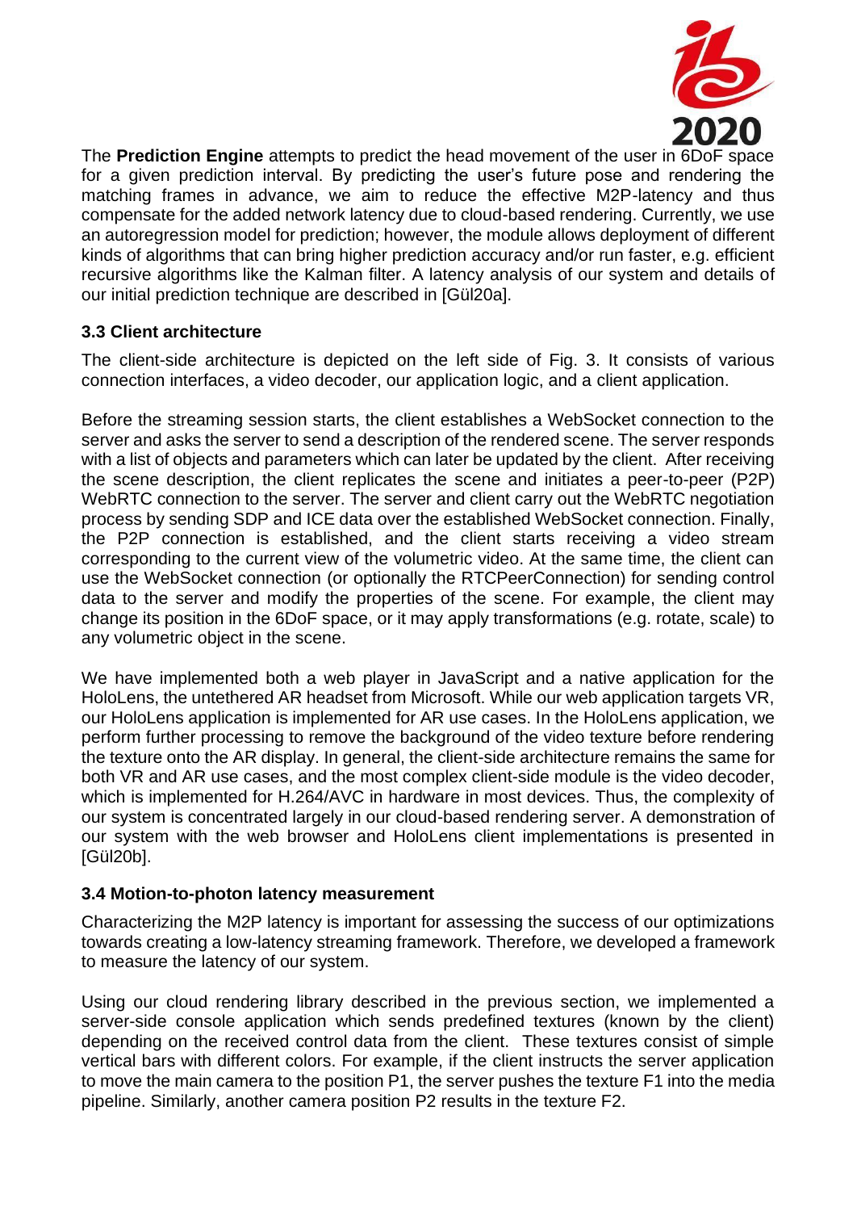The **Prediction Engine** attempts to predict the head movement of the user in 6DoF space for a given prediction interval. By predicting the user's future pose and rendering the matching frames in advance, we aim to reduce the effective M2P-latency and thus compensate for the added network latency due to cloud-based rendering. Currently, we use an autoregression model for prediction; however, the module allows deployment of different kinds of algorithms that can bring higher prediction accuracy and/or run faster, e.g. efficient recursive algorithms like the Kalman filter. A latency analysis of our system and details of our initial prediction technique are described in [Gül20a].

### 3.3 Client architecture

The client-side architecture is depicted on the left side of Fig. 3. It consists of various connection interfaces, a video decoder, our application logic, and a client application.

Before the streaming session starts, the client establishes a WebSocket connection to the server and asks the server to send a description of the rendered scene. The server responds with a list of objects and parameters which can later be updated by the client. After receiving the scene description, the client replicates the scene and initiates a peer-to-peer (P2P) WebRTC connection to the server. The server and client carry out the WebRTC negotiation process by sending SDP and ICE data over the established WebSocket connection. Finally, the P2P connection is established, and the client starts receiving a video stream corresponding to the current view of the volumetric video. At the same time, the client can use the WebSocket connection (or optionally the RTCPeerConnection) for sending control data to the server and modify the properties of the scene. For example, the client may change its position in the 6DoF space, or it may apply transformations (e.g. rotate, scale) to any volumetric object in the scene.

We have implemented both a web player in JavaScript and a native application for the HoloLens, the untethered AR headset from Microsoft. While our web application targets VR, our HoloLens application is implemented for AR use cases. In the HoloLens application, we perform further processing to remove the background of the video texture before rendering the texture onto the AR display. In general, the client-side architecture remains the same for both VR and AR use cases, and the most complex client-side module is the video decoder, which is implemented for H.264/AVC in hardware in most devices. Thus, the complexity of our system is concentrated largely in our cloud-based rendering server. A demonstration of our system with the web browser and HoloLens client implementations is presented in [Gül20b].

### 3.4 Motion-to-photon latency measurement

Characterizing the M2P latency is important for assessing the success of our optimizations towards creating a low-latency streaming framework. Therefore, we developed a framework to measure the latency of our system.

Using our cloud rendering library described in the previous section, we implemented a server-side console application which sends predefined textures (known by the client) depending on the received control data from the client. These textures consist of simple vertical bars with different colors. For example, if the client instructs the server application to move the main camera to the position P1, the server pushes the texture F1 into the media pipeline. Similarly, another camera position P2 results in the texture F2.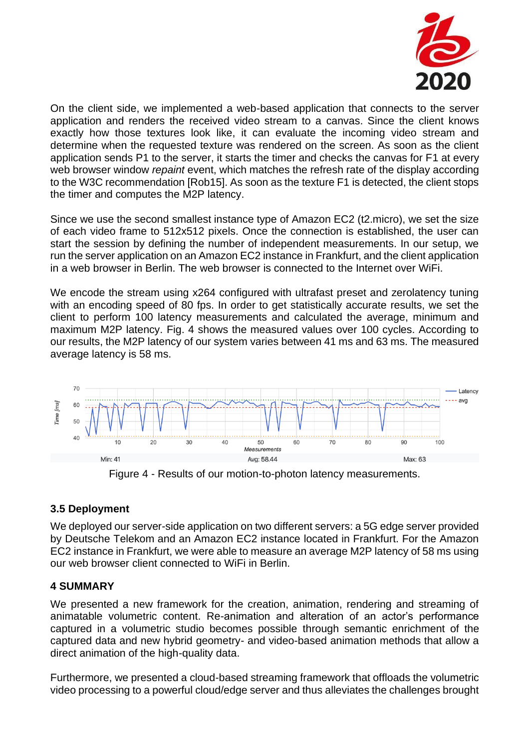On the client side, we implemented a web-based application that connects to the server application and renders the received video stream to a canvas. Since the client knows exactly how those textures look like, it can evaluate the incoming video stream and determine when the requested texture was rendered on the screen. As soon as the client application sends P1 to the server, it starts the timer and checks the canvas for F1 at every web browser window *repaint* event, which matches the refresh rate of the display according to the W3C recommendation [Rob15]. As soon as the texture F1 is detected, the client stops the timer and computes the M2P latency.

Since we use the second smallest instance type of Amazon EC2 (t2.micro), we set the size of each video frame to 512x512 pixels. Once the connection is established, the user can start the session by defining the number of independent measurements. In our setup, we run the server application on an Amazon EC2 instance in Frankfurt, and the client application in a web browser in Berlin. The web browser is connected to the Internet over WiFi.

We encode the stream using x264 configured with ultrafast preset and zerolatency tuning with an encoding speed of 80 fps. In order to get statistically accurate results, we set the client to perform 100 latency measurements and calculated the average, minimum and maximum M2P latency. Fig. 4 shows the measured values over 100 cycles. According to our results, the M2P latency of our system varies between 41 ms and 63 ms. The measured average latency is 58 ms.

Min: 41 Avg: 58.44 Max: 63

Figure 4 - Results of our motion-to-photon latency measurements.

### 3.5 Deployment

We deployed our server-side application on two different servers: a 5G edge server provided by Deutsche Telekom and an Amazon EC2 instance located in Frankfurt. For the Amazon EC2 instance in Frankfurt, we were able to measure an average M2P latency of 58 ms using our web browser client connected to WiFi in Berlin.

## 4 SUMMARY

We presented a new framework for the creation, animation, rendering and streaming of animatable volumetric content. Re-animation and alteration of an actor's performance captured in a volumetric studio becomes possible through semantic enrichment of the captured data and new hybrid geometry- and video-based animation methods that allow a direct animation of the high-quality data.

Furthermore, we presented a cloud-based streaming framework that offloads the volumetric video processing to a powerful cloud/edge server and thus alleviates the challenges brought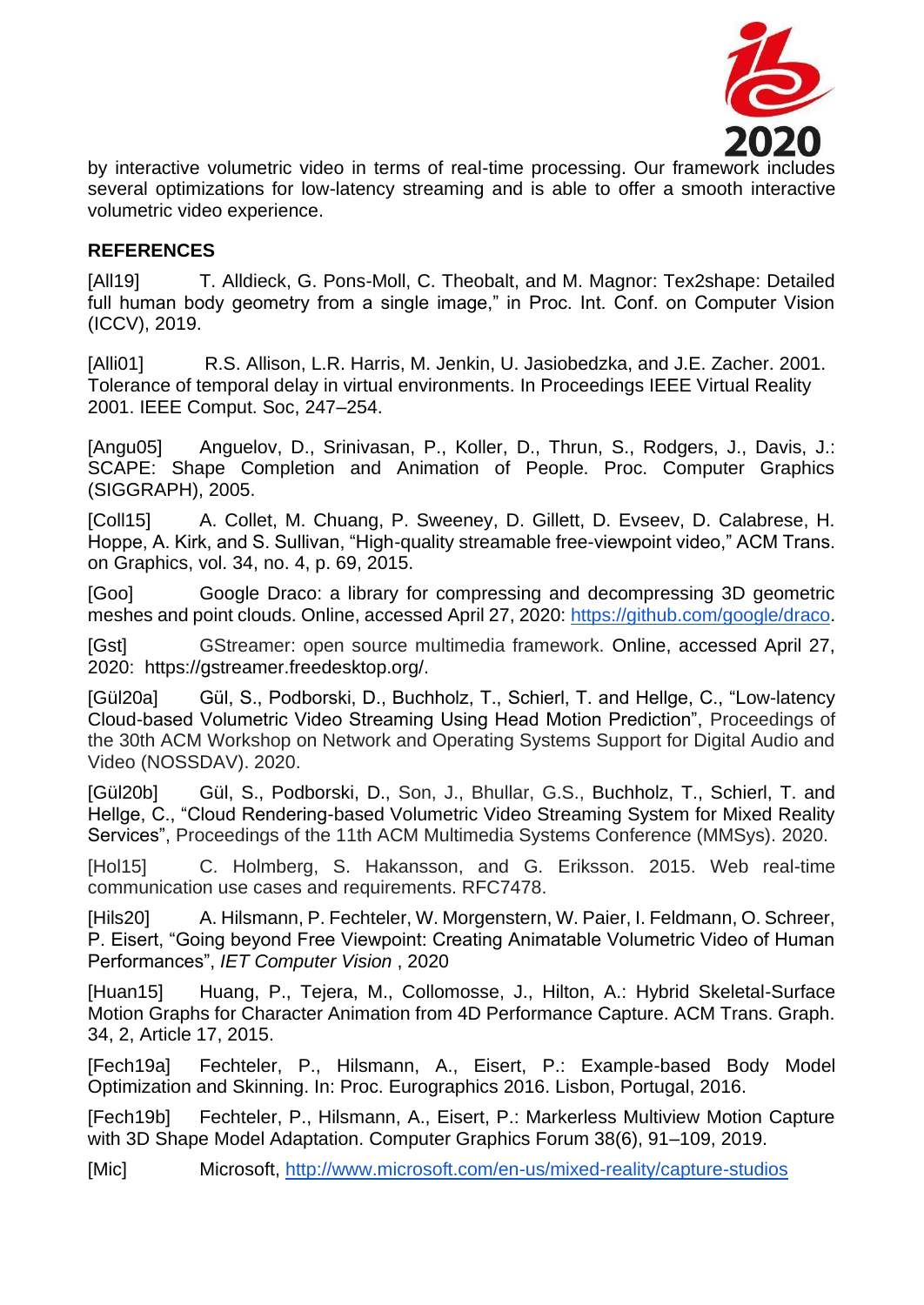by interactive volumetric video in terms of real-time processing. Our framework includes several optimizations for low-latency streaming and is able to offer a smooth interactive volumetric video experience.

**REFERENCES**

[All19] T. Alldieck, G. Pons-Moll, C. Theobalt, and M. Magnor: Tex2shape: Detailed full human body geometry from a single image," in Proc. Int. Conf. on Computer Vision (ICCV), 2019.

[Alli01] R.S. Allison, L.R. Harris, M. Jenkin, U. Jasiobedzka, and J.E. Zacher. 2001. Tolerance of temporal delay in virtual environments. In Proceedings IEEE Virtual Reality 2001. IEEE Comput. Soc, 247–254.

[Angu05] Anguelov, D., Srinivasan, P., Koller, D., Thrun, S., Rodgers, J., Davis, J.: SCAPE: Shape Completion and Animation of People. Proc. Computer Graphics (SIGGRAPH), 2005.

[Coll15] A. Collet, M. Chuang, P. Sweeney, D. Gillett, D. Evseev, D. Calabrese, H. Hoppe, A. Kirk, and S. Sullivan, "High-quality streamable free-viewpoint video," ACM Trans. on Graphics, vol. 34, no. 4, p. 69, 2015.

[Goo] Google Draco: a library for compressing and decompressing 3D geometric meshes and point clouds. Online, accessed April 27, 2020: https://github.com/google/draco.

[Gst] GStreamer: open source multimedia framework. Online, accessed April 27, 2020: https://gstreamer.freedesktop.org/.

[Gül20a] Gül, S., Podborski, D., Buchholz, T., Schierl, T. and Hellge, C., "Low-latency Cloud-based Volumetric Video Streaming Using Head Motion Prediction", Proceedings of the 30th ACM Workshop on Network and Operating Systems Support for Digital Audio and Video (NOSSDAV). 2020.

[Gül20b] Gül, S., Podborski, D., Son, J., Bhullar, G.S., Buchholz, T., Schierl, T. and Hellge, C., "Cloud Rendering-based Volumetric Video Streaming System for Mixed Reality Services", Proceedings of the 11th ACM Multimedia Systems Conference (MMSys). 2020.

[Hol15] C. Holmberg, S. Hakansson, and G. Eriksson. 2015. Web real-time communication use cases and requirements. RFC7478.

[Hils20] A. Hilsmann, P. Fechteler, W. Morgenstern, W. Paier, I. Feldmann, O. Schreer, P. Eisert, "Going beyond Free Viewpoint: Creating Animatable Volumetric Video of Human Performances", *IET Computer Vision* , 2020

[Huan15] Huang, P., Tejera, M., Collomosse, J., Hilton, A.: Hybrid Skeletal-Surface Motion Graphs for Character Animation from 4D Performance Capture. ACM Trans. Graph. 34, 2, Article 17, 2015.

[Fech19a] Fechteler, P., Hilsmann, A., Eisert, P.: Example-based Body Model Optimization and Skinning. In: Proc. Eurographics 2016. Lisbon, Portugal, 2016.

[Fech19b] Fechteler, P., Hilsmann, A., Eisert, P.: Markerless Multiview Motion Capture with 3D Shape Model Adaptation. Computer Graphics Forum 38(6), 91–109, 2019.

[Mic] Microsoft, http://www.microsoft.com/en-us/mixed-reality/capture-studios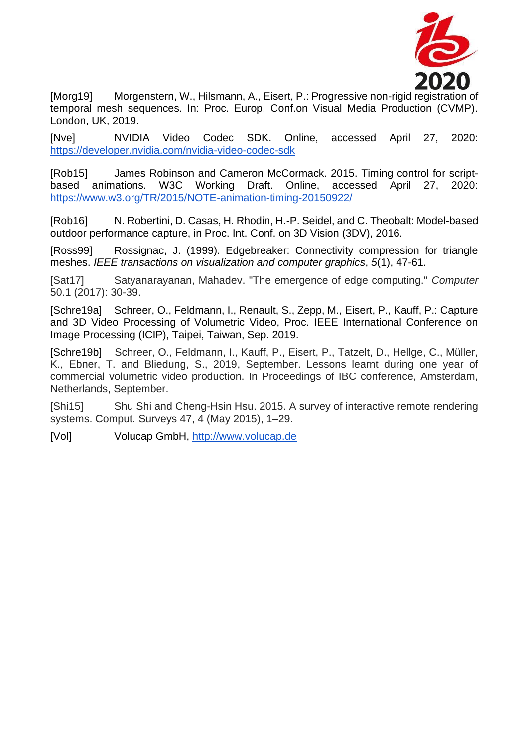[Morg19] Morgenstern, W., Hilsmann, A., Eisert, P.: Progressive non-rigid registration of temporal mesh sequences. In: Proc. Europ. Conf.on Visual Media Production (CVMP). London, UK, 2019.

[Nve] NVIDIA Video Codec SDK. Online, accessed April 27, 2020: https://developer.nvidia.com/nvidia-video-codec-sdk

[Rob15] James Robinson and Cameron McCormack. 2015. Timing control for script-based animations. W3C Working Draft. Online, accessed April 27, 2020: https://www.w3.org/TR/2015/NOTE-animation-timing-20150922/

[Rob16] N. Robertini, D. Casas, H. Rhodin, H.-P. Seidel, and C. Theobalt: Model-based outdoor performance capture, in Proc. Int. Conf. on 3D Vision (3DV), 2016.

[Ross99] Rossignac, J. (1999). Edgebreaker: Connectivity compression for triangle meshes. *IEEE transactions on visualization and computer graphics*, *5*(1), 47-61.

[Sat17] Satyanarayanan, Mahadev. "The emergence of edge computing." *Computer* 50.1 (2017): 30-39.

[Schre19a] Schreer, O., Feldmann, I., Renault, S., Zepp, M., Eisert, P., Kauff, P.: Capture and 3D Video Processing of Volumetric Video, Proc. IEEE International Conference on Image Processing (ICIP), Taipei, Taiwan, Sep. 2019.

[Schre19b] Schreer, O., Feldmann, I., Kauff, P., Eisert, P., Tatzelt, D., Hellge, C., Müller, K., Ebner, T. and Bliedung, S., 2019, September. Lessons learnt during one year of commercial volumetric video production. In Proceedings of IBC conference, Amsterdam, Netherlands, September.

[Shi15] Shu Shi and Cheng-Hsin Hsu. 2015. A survey of interactive remote rendering systems. Comput. Surveys 47, 4 (May 2015), 1–29.

[Vol] Volucap GmbH, http://www.volucap.de